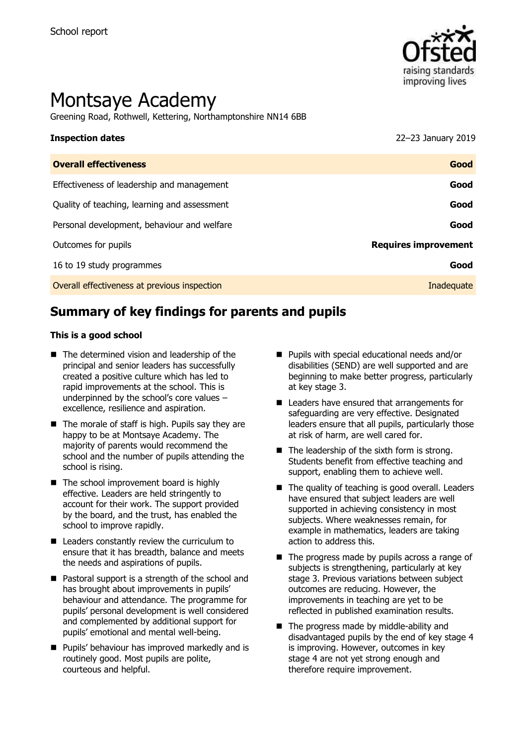School report

# Montsaye Academy

Greening Road, Rothwell, Kettering, Northamptonshire NN14 6BB

**Inspection dates** 22–23 January 2019

| **Overall effectiveness** | **Good** |
| --- | --- |
| Effectiveness of leadership and management | **Good** |
| Quality of teaching, learning and assessment | **Good** |
| Personal development, behaviour and welfare | **Good** |
| Outcomes for pupils | **Requires improvement** |
| 16 to 19 study programmes | **Good** |
| Overall effectiveness at previous inspection | Inadequate |

## Summary of key findings for parents and pupils

**This is a good school**

- The determined vision and leadership of the principal and senior leaders has successfully created a positive culture which has led to rapid improvements at the school. This is underpinned by the school's core values – excellence, resilience and aspiration.
- The morale of staff is high. Pupils say they are happy to be at Montsaye Academy. The majority of parents would recommend the school and the number of pupils attending the school is rising.
- The school improvement board is highly effective. Leaders are held stringently to account for their work. The support provided by the board, and the trust, has enabled the school to improve rapidly.
- Leaders constantly review the curriculum to ensure that it has breadth, balance and meets the needs and aspirations of pupils.
- Pastoral support is a strength of the school and has brought about improvements in pupils' behaviour and attendance. The programme for pupils' personal development is well considered and complemented by additional support for pupils' emotional and mental well-being.
- Pupils' behaviour has improved markedly and is routinely good. Most pupils are polite, courteous and helpful.
- Pupils with special educational needs and/or disabilities (SEND) are well supported and are beginning to make better progress, particularly at key stage 3.
- Leaders have ensured that arrangements for safeguarding are very effective. Designated leaders ensure that all pupils, particularly those at risk of harm, are well cared for.
- The leadership of the sixth form is strong. Students benefit from effective teaching and support, enabling them to achieve well.
- The quality of teaching is good overall. Leaders have ensured that subject leaders are well supported in achieving consistency in most subjects. Where weaknesses remain, for example in mathematics, leaders are taking action to address this.
- The progress made by pupils across a range of subjects is strengthening, particularly at key stage 3. Previous variations between subject outcomes are reducing. However, the improvements in teaching are yet to be reflected in published examination results.
- The progress made by middle-ability and disadvantaged pupils by the end of key stage 4 is improving. However, outcomes in key stage 4 are not yet strong enough and therefore require improvement.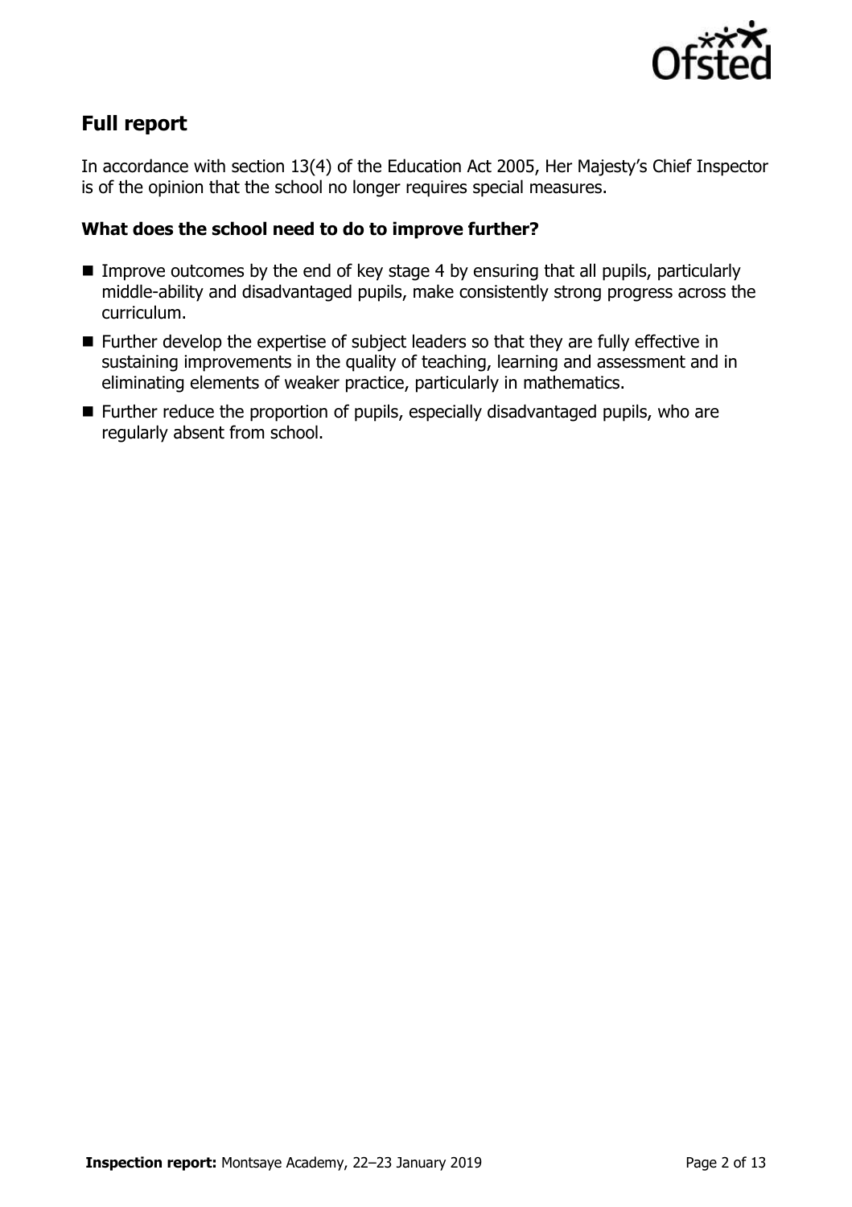## Full report

In accordance with section 13(4) of the Education Act 2005, Her Majesty's Chief Inspector is of the opinion that the school no longer requires special measures.

### What does the school need to do to improve further?

- Improve outcomes by the end of key stage 4 by ensuring that all pupils, particularly middle-ability and disadvantaged pupils, make consistently strong progress across the curriculum.
- Further develop the expertise of subject leaders so that they are fully effective in sustaining improvements in the quality of teaching, learning and assessment and in eliminating elements of weaker practice, particularly in mathematics.
- Further reduce the proportion of pupils, especially disadvantaged pupils, who are regularly absent from school.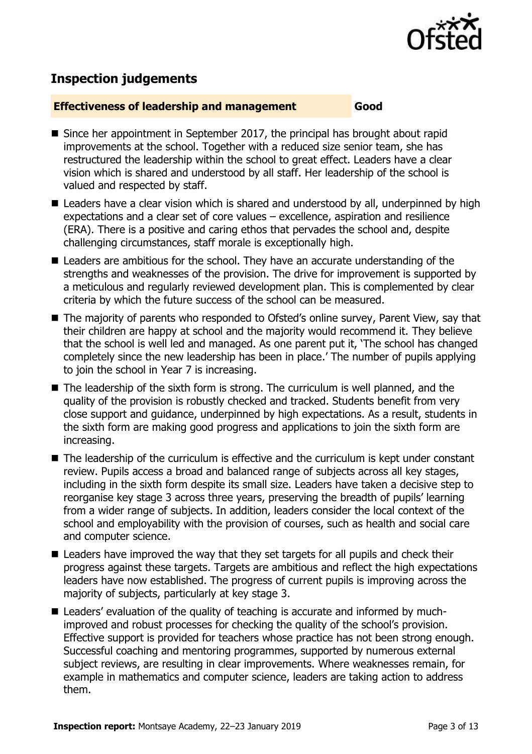## Inspection judgements

**Effectiveness of leadership and management** **Good**

- Since her appointment in September 2017, the principal has brought about rapid improvements at the school. Together with a reduced size senior team, she has restructured the leadership within the school to great effect. Leaders have a clear vision which is shared and understood by all staff. Her leadership of the school is valued and respected by staff.
- Leaders have a clear vision which is shared and understood by all, underpinned by high expectations and a clear set of core values – excellence, aspiration and resilience (ERA). There is a positive and caring ethos that pervades the school and, despite challenging circumstances, staff morale is exceptionally high.
- Leaders are ambitious for the school. They have an accurate understanding of the strengths and weaknesses of the provision. The drive for improvement is supported by a meticulous and regularly reviewed development plan. This is complemented by clear criteria by which the future success of the school can be measured.
- The majority of parents who responded to Ofsted's online survey, Parent View, say that their children are happy at school and the majority would recommend it. They believe that the school is well led and managed. As one parent put it, 'The school has changed completely since the new leadership has been in place.' The number of pupils applying to join the school in Year 7 is increasing.
- The leadership of the sixth form is strong. The curriculum is well planned, and the quality of the provision is robustly checked and tracked. Students benefit from very close support and guidance, underpinned by high expectations. As a result, students in the sixth form are making good progress and applications to join the sixth form are increasing.
- The leadership of the curriculum is effective and the curriculum is kept under constant review. Pupils access a broad and balanced range of subjects across all key stages, including in the sixth form despite its small size. Leaders have taken a decisive step to reorganise key stage 3 across three years, preserving the breadth of pupils' learning from a wider range of subjects. In addition, leaders consider the local context of the school and employability with the provision of courses, such as health and social care and computer science.
- Leaders have improved the way that they set targets for all pupils and check their progress against these targets. Targets are ambitious and reflect the high expectations leaders have now established. The progress of current pupils is improving across the majority of subjects, particularly at key stage 3.
- Leaders' evaluation of the quality of teaching is accurate and informed by much-improved and robust processes for checking the quality of the school's provision. Effective support is provided for teachers whose practice has not been strong enough. Successful coaching and mentoring programmes, supported by numerous external subject reviews, are resulting in clear improvements. Where weaknesses remain, for example in mathematics and computer science, leaders are taking action to address them.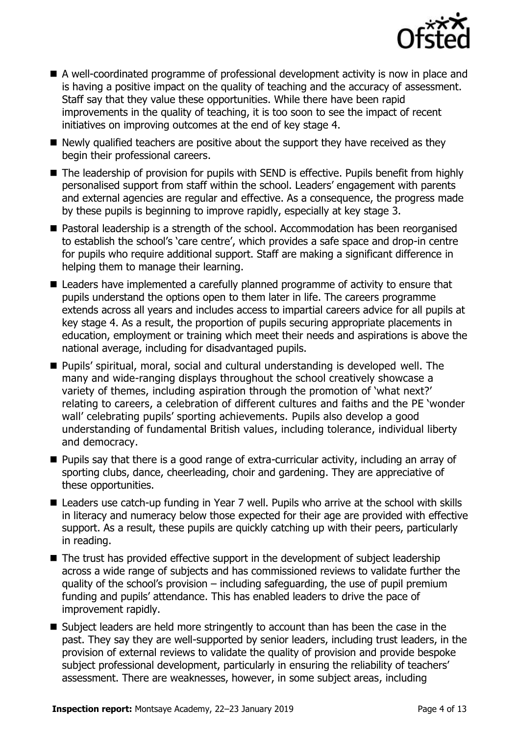- A well-coordinated programme of professional development activity is now in place and is having a positive impact on the quality of teaching and the accuracy of assessment. Staff say that they value these opportunities. While there have been rapid improvements in the quality of teaching, it is too soon to see the impact of recent initiatives on improving outcomes at the end of key stage 4.
- Newly qualified teachers are positive about the support they have received as they begin their professional careers.
- The leadership of provision for pupils with SEND is effective. Pupils benefit from highly personalised support from staff within the school. Leaders' engagement with parents and external agencies are regular and effective. As a consequence, the progress made by these pupils is beginning to improve rapidly, especially at key stage 3.
- Pastoral leadership is a strength of the school. Accommodation has been reorganised to establish the school's 'care centre', which provides a safe space and drop-in centre for pupils who require additional support. Staff are making a significant difference in helping them to manage their learning.
- Leaders have implemented a carefully planned programme of activity to ensure that pupils understand the options open to them later in life. The careers programme extends across all years and includes access to impartial careers advice for all pupils at key stage 4. As a result, the proportion of pupils securing appropriate placements in education, employment or training which meet their needs and aspirations is above the national average, including for disadvantaged pupils.
- Pupils' spiritual, moral, social and cultural understanding is developed well. The many and wide-ranging displays throughout the school creatively showcase a variety of themes, including aspiration through the promotion of 'what next?' relating to careers, a celebration of different cultures and faiths and the PE 'wonder wall' celebrating pupils' sporting achievements. Pupils also develop a good understanding of fundamental British values, including tolerance, individual liberty and democracy.
- Pupils say that there is a good range of extra-curricular activity, including an array of sporting clubs, dance, cheerleading, choir and gardening. They are appreciative of these opportunities.
- Leaders use catch-up funding in Year 7 well. Pupils who arrive at the school with skills in literacy and numeracy below those expected for their age are provided with effective support. As a result, these pupils are quickly catching up with their peers, particularly in reading.
- The trust has provided effective support in the development of subject leadership across a wide range of subjects and has commissioned reviews to validate further the quality of the school's provision – including safeguarding, the use of pupil premium funding and pupils' attendance. This has enabled leaders to drive the pace of improvement rapidly.
- Subject leaders are held more stringently to account than has been the case in the past. They say they are well-supported by senior leaders, including trust leaders, in the provision of external reviews to validate the quality of provision and provide bespoke subject professional development, particularly in ensuring the reliability of teachers' assessment. There are weaknesses, however, in some subject areas, including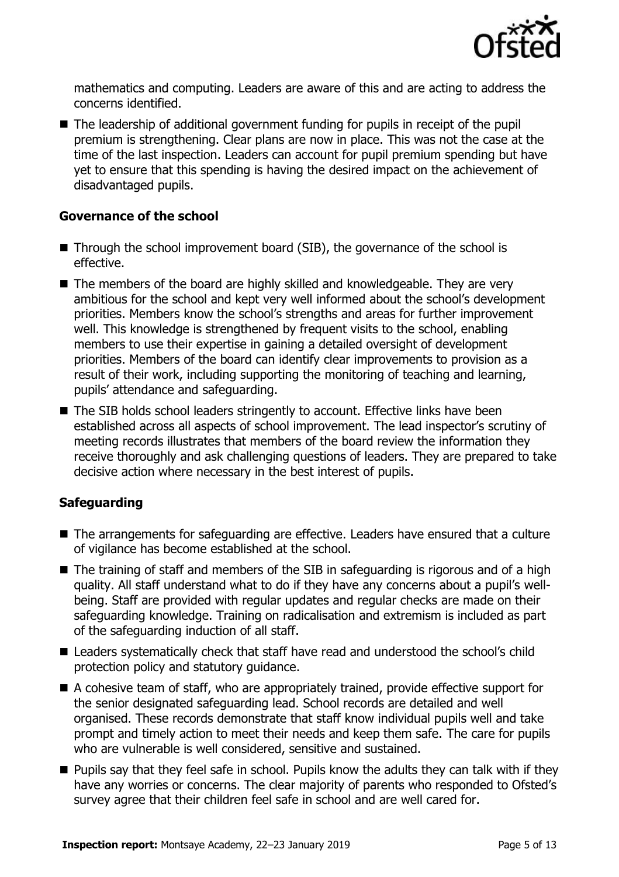mathematics and computing. Leaders are aware of this and are acting to address the concerns identified.

- The leadership of additional government funding for pupils in receipt of the pupil premium is strengthening. Clear plans are now in place. This was not the case at the time of the last inspection. Leaders can account for pupil premium spending but have yet to ensure that this spending is having the desired impact on the achievement of disadvantaged pupils.

### Governance of the school

- Through the school improvement board (SIB), the governance of the school is effective.
- The members of the board are highly skilled and knowledgeable. They are very ambitious for the school and kept very well informed about the school's development priorities. Members know the school's strengths and areas for further improvement well. This knowledge is strengthened by frequent visits to the school, enabling members to use their expertise in gaining a detailed oversight of development priorities. Members of the board can identify clear improvements to provision as a result of their work, including supporting the monitoring of teaching and learning, pupils' attendance and safeguarding.
- The SIB holds school leaders stringently to account. Effective links have been established across all aspects of school improvement. The lead inspector's scrutiny of meeting records illustrates that members of the board review the information they receive thoroughly and ask challenging questions of leaders. They are prepared to take decisive action where necessary in the best interest of pupils.

### Safeguarding

- The arrangements for safeguarding are effective. Leaders have ensured that a culture of vigilance has become established at the school.
- The training of staff and members of the SIB in safeguarding is rigorous and of a high quality. All staff understand what to do if they have any concerns about a pupil's well-being. Staff are provided with regular updates and regular checks are made on their safeguarding knowledge. Training on radicalisation and extremism is included as part of the safeguarding induction of all staff.
- Leaders systematically check that staff have read and understood the school's child protection policy and statutory guidance.
- A cohesive team of staff, who are appropriately trained, provide effective support for the senior designated safeguarding lead. School records are detailed and well organised. These records demonstrate that staff know individual pupils well and take prompt and timely action to meet their needs and keep them safe. The care for pupils who are vulnerable is well considered, sensitive and sustained.
- Pupils say that they feel safe in school. Pupils know the adults they can talk with if they have any worries or concerns. The clear majority of parents who responded to Ofsted's survey agree that their children feel safe in school and are well cared for.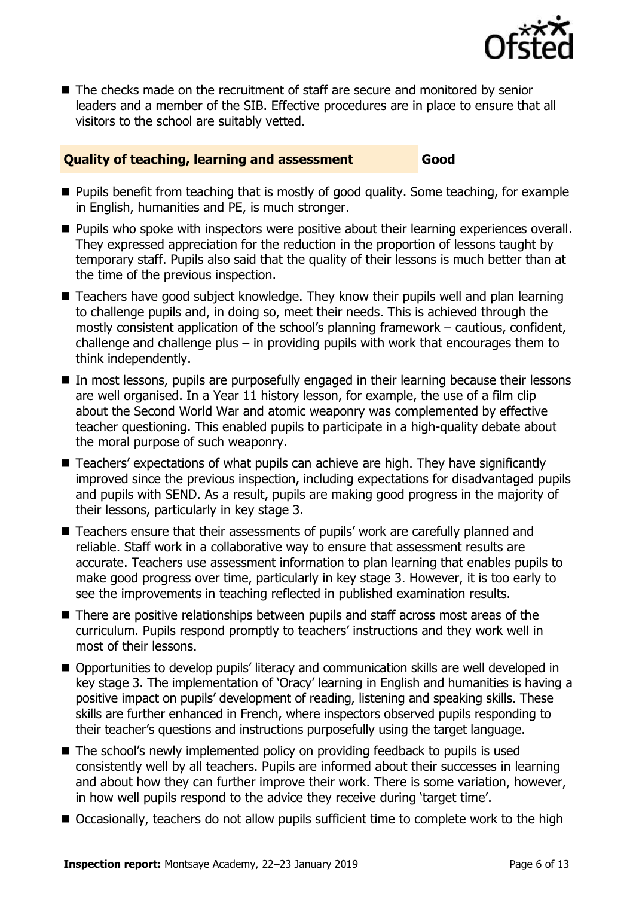- The checks made on the recruitment of staff are secure and monitored by senior leaders and a member of the SIB. Effective procedures are in place to ensure that all visitors to the school are suitably vetted.

## Quality of teaching, learning and assessment — Good

- Pupils benefit from teaching that is mostly of good quality. Some teaching, for example in English, humanities and PE, is much stronger.
- Pupils who spoke with inspectors were positive about their learning experiences overall. They expressed appreciation for the reduction in the proportion of lessons taught by temporary staff. Pupils also said that the quality of their lessons is much better than at the time of the previous inspection.
- Teachers have good subject knowledge. They know their pupils well and plan learning to challenge pupils and, in doing so, meet their needs. This is achieved through the mostly consistent application of the school's planning framework – cautious, confident, challenge and challenge plus – in providing pupils with work that encourages them to think independently.
- In most lessons, pupils are purposefully engaged in their learning because their lessons are well organised. In a Year 11 history lesson, for example, the use of a film clip about the Second World War and atomic weaponry was complemented by effective teacher questioning. This enabled pupils to participate in a high-quality debate about the moral purpose of such weaponry.
- Teachers' expectations of what pupils can achieve are high. They have significantly improved since the previous inspection, including expectations for disadvantaged pupils and pupils with SEND. As a result, pupils are making good progress in the majority of their lessons, particularly in key stage 3.
- Teachers ensure that their assessments of pupils' work are carefully planned and reliable. Staff work in a collaborative way to ensure that assessment results are accurate. Teachers use assessment information to plan learning that enables pupils to make good progress over time, particularly in key stage 3. However, it is too early to see the improvements in teaching reflected in published examination results.
- There are positive relationships between pupils and staff across most areas of the curriculum. Pupils respond promptly to teachers' instructions and they work well in most of their lessons.
- Opportunities to develop pupils' literacy and communication skills are well developed in key stage 3. The implementation of 'Oracy' learning in English and humanities is having a positive impact on pupils' development of reading, listening and speaking skills. These skills are further enhanced in French, where inspectors observed pupils responding to their teacher's questions and instructions purposefully using the target language.
- The school's newly implemented policy on providing feedback to pupils is used consistently well by all teachers. Pupils are informed about their successes in learning and about how they can further improve their work. There is some variation, however, in how well pupils respond to the advice they receive during 'target time'.
- Occasionally, teachers do not allow pupils sufficient time to complete work to the high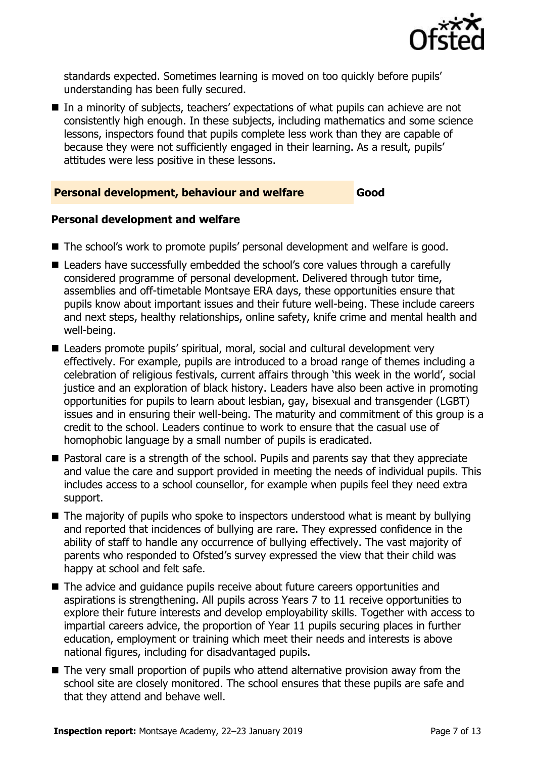standards expected. Sometimes learning is moved on too quickly before pupils' understanding has been fully secured.

- In a minority of subjects, teachers' expectations of what pupils can achieve are not consistently high enough. In these subjects, including mathematics and some science lessons, inspectors found that pupils complete less work than they are capable of because they were not sufficiently engaged in their learning. As a result, pupils' attitudes were less positive in these lessons.

## Personal development, behaviour and welfare — Good

### Personal development and welfare

- The school's work to promote pupils' personal development and welfare is good.
- Leaders have successfully embedded the school's core values through a carefully considered programme of personal development. Delivered through tutor time, assemblies and off-timetable Montsaye ERA days, these opportunities ensure that pupils know about important issues and their future well-being. These include careers and next steps, healthy relationships, online safety, knife crime and mental health and well-being.
- Leaders promote pupils' spiritual, moral, social and cultural development very effectively. For example, pupils are introduced to a broad range of themes including a celebration of religious festivals, current affairs through 'this week in the world', social justice and an exploration of black history. Leaders have also been active in promoting opportunities for pupils to learn about lesbian, gay, bisexual and transgender (LGBT) issues and in ensuring their well-being. The maturity and commitment of this group is a credit to the school. Leaders continue to work to ensure that the casual use of homophobic language by a small number of pupils is eradicated.
- Pastoral care is a strength of the school. Pupils and parents say that they appreciate and value the care and support provided in meeting the needs of individual pupils. This includes access to a school counsellor, for example when pupils feel they need extra support.
- The majority of pupils who spoke to inspectors understood what is meant by bullying and reported that incidences of bullying are rare. They expressed confidence in the ability of staff to handle any occurrence of bullying effectively. The vast majority of parents who responded to Ofsted's survey expressed the view that their child was happy at school and felt safe.
- The advice and guidance pupils receive about future careers opportunities and aspirations is strengthening. All pupils across Years 7 to 11 receive opportunities to explore their future interests and develop employability skills. Together with access to impartial careers advice, the proportion of Year 11 pupils securing places in further education, employment or training which meet their needs and interests is above national figures, including for disadvantaged pupils.
- The very small proportion of pupils who attend alternative provision away from the school site are closely monitored. The school ensures that these pupils are safe and that they attend and behave well.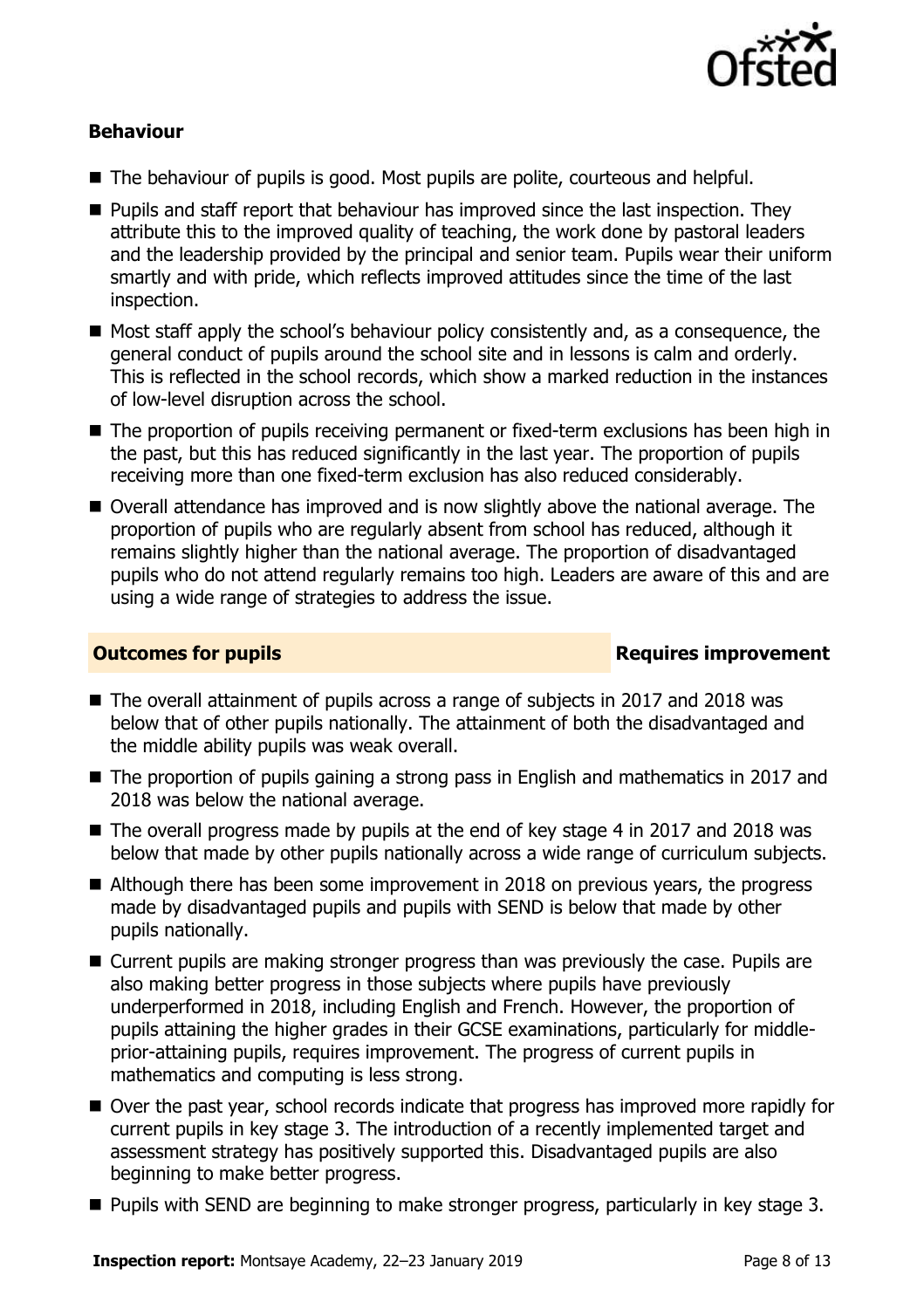### Behaviour

- The behaviour of pupils is good. Most pupils are polite, courteous and helpful.
- Pupils and staff report that behaviour has improved since the last inspection. They attribute this to the improved quality of teaching, the work done by pastoral leaders and the leadership provided by the principal and senior team. Pupils wear their uniform smartly and with pride, which reflects improved attitudes since the time of the last inspection.
- Most staff apply the school's behaviour policy consistently and, as a consequence, the general conduct of pupils around the school site and in lessons is calm and orderly. This is reflected in the school records, which show a marked reduction in the instances of low-level disruption across the school.
- The proportion of pupils receiving permanent or fixed-term exclusions has been high in the past, but this has reduced significantly in the last year. The proportion of pupils receiving more than one fixed-term exclusion has also reduced considerably.
- Overall attendance has improved and is now slightly above the national average. The proportion of pupils who are regularly absent from school has reduced, although it remains slightly higher than the national average. The proportion of disadvantaged pupils who do not attend regularly remains too high. Leaders are aware of this and are using a wide range of strategies to address the issue.

## Outcomes for pupils — Requires improvement

- The overall attainment of pupils across a range of subjects in 2017 and 2018 was below that of other pupils nationally. The attainment of both the disadvantaged and the middle ability pupils was weak overall.
- The proportion of pupils gaining a strong pass in English and mathematics in 2017 and 2018 was below the national average.
- The overall progress made by pupils at the end of key stage 4 in 2017 and 2018 was below that made by other pupils nationally across a wide range of curriculum subjects.
- Although there has been some improvement in 2018 on previous years, the progress made by disadvantaged pupils and pupils with SEND is below that made by other pupils nationally.
- Current pupils are making stronger progress than was previously the case. Pupils are also making better progress in those subjects where pupils have previously underperformed in 2018, including English and French. However, the proportion of pupils attaining the higher grades in their GCSE examinations, particularly for middle-prior-attaining pupils, requires improvement. The progress of current pupils in mathematics and computing is less strong.
- Over the past year, school records indicate that progress has improved more rapidly for current pupils in key stage 3. The introduction of a recently implemented target and assessment strategy has positively supported this. Disadvantaged pupils are also beginning to make better progress.
- Pupils with SEND are beginning to make stronger progress, particularly in key stage 3.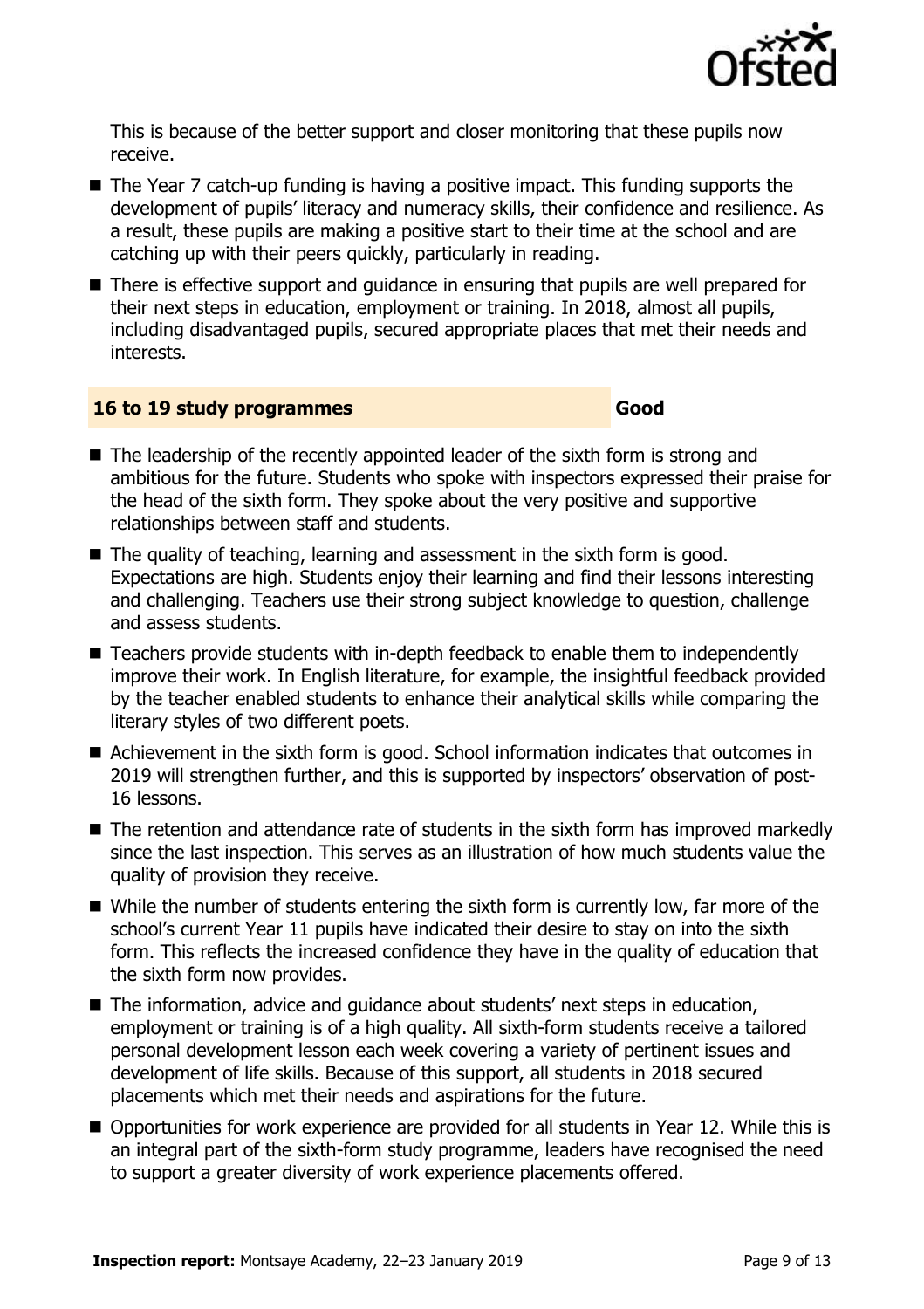This is because of the better support and closer monitoring that these pupils now receive.

- The Year 7 catch-up funding is having a positive impact. This funding supports the development of pupils' literacy and numeracy skills, their confidence and resilience. As a result, these pupils are making a positive start to their time at the school and are catching up with their peers quickly, particularly in reading.
- There is effective support and guidance in ensuring that pupils are well prepared for their next steps in education, employment or training. In 2018, almost all pupils, including disadvantaged pupils, secured appropriate places that met their needs and interests.

| **16 to 19 study programmes** | **Good** |
| --- | --- |

- The leadership of the recently appointed leader of the sixth form is strong and ambitious for the future. Students who spoke with inspectors expressed their praise for the head of the sixth form. They spoke about the very positive and supportive relationships between staff and students.
- The quality of teaching, learning and assessment in the sixth form is good. Expectations are high. Students enjoy their learning and find their lessons interesting and challenging. Teachers use their strong subject knowledge to question, challenge and assess students.
- Teachers provide students with in-depth feedback to enable them to independently improve their work. In English literature, for example, the insightful feedback provided by the teacher enabled students to enhance their analytical skills while comparing the literary styles of two different poets.
- Achievement in the sixth form is good. School information indicates that outcomes in 2019 will strengthen further, and this is supported by inspectors' observation of post-16 lessons.
- The retention and attendance rate of students in the sixth form has improved markedly since the last inspection. This serves as an illustration of how much students value the quality of provision they receive.
- While the number of students entering the sixth form is currently low, far more of the school's current Year 11 pupils have indicated their desire to stay on into the sixth form. This reflects the increased confidence they have in the quality of education that the sixth form now provides.
- The information, advice and guidance about students' next steps in education, employment or training is of a high quality. All sixth-form students receive a tailored personal development lesson each week covering a variety of pertinent issues and development of life skills. Because of this support, all students in 2018 secured placements which met their needs and aspirations for the future.
- Opportunities for work experience are provided for all students in Year 12. While this is an integral part of the sixth-form study programme, leaders have recognised the need to support a greater diversity of work experience placements offered.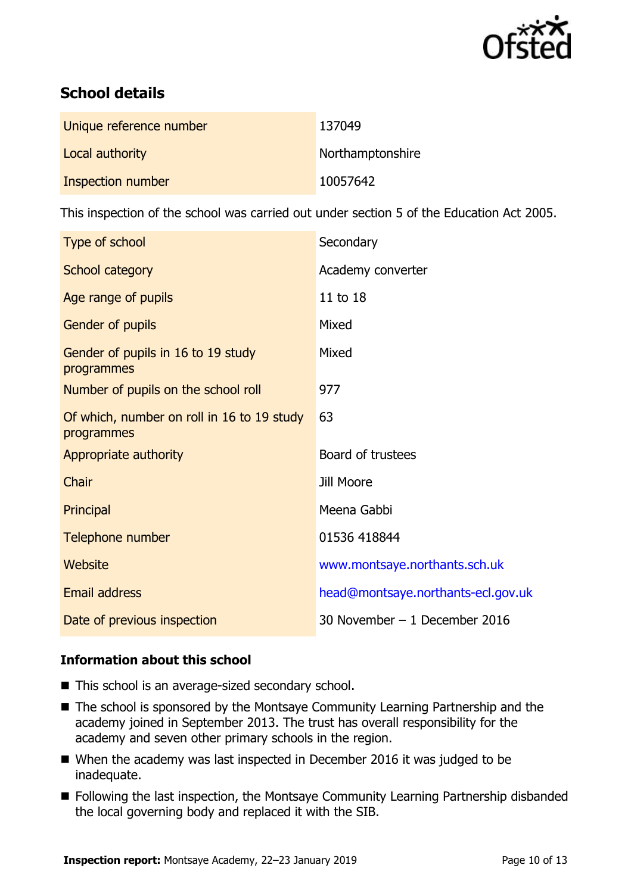## School details

| | |
|---|---|
| Unique reference number | 137049 |
| Local authority | Northamptonshire |
| Inspection number | 10057642 |

This inspection of the school was carried out under section 5 of the Education Act 2005.

| | |
|---|---|
| Type of school | Secondary |
| School category | Academy converter |
| Age range of pupils | 11 to 18 |
| Gender of pupils | Mixed |
| Gender of pupils in 16 to 19 study programmes | Mixed |
| Number of pupils on the school roll | 977 |
| Of which, number on roll in 16 to 19 study programmes | 63 |
| Appropriate authority | Board of trustees |
| Chair | Jill Moore |
| Principal | Meena Gabbi |
| Telephone number | 01536 418844 |
| Website | www.montsaye.northants.sch.uk |
| Email address | head@montsaye.northants-ecl.gov.uk |
| Date of previous inspection | 30 November – 1 December 2016 |

### Information about this school

- This school is an average-sized secondary school.
- The school is sponsored by the Montsaye Community Learning Partnership and the academy joined in September 2013. The trust has overall responsibility for the academy and seven other primary schools in the region.
- When the academy was last inspected in December 2016 it was judged to be inadequate.
- Following the last inspection, the Montsaye Community Learning Partnership disbanded the local governing body and replaced it with the SIB.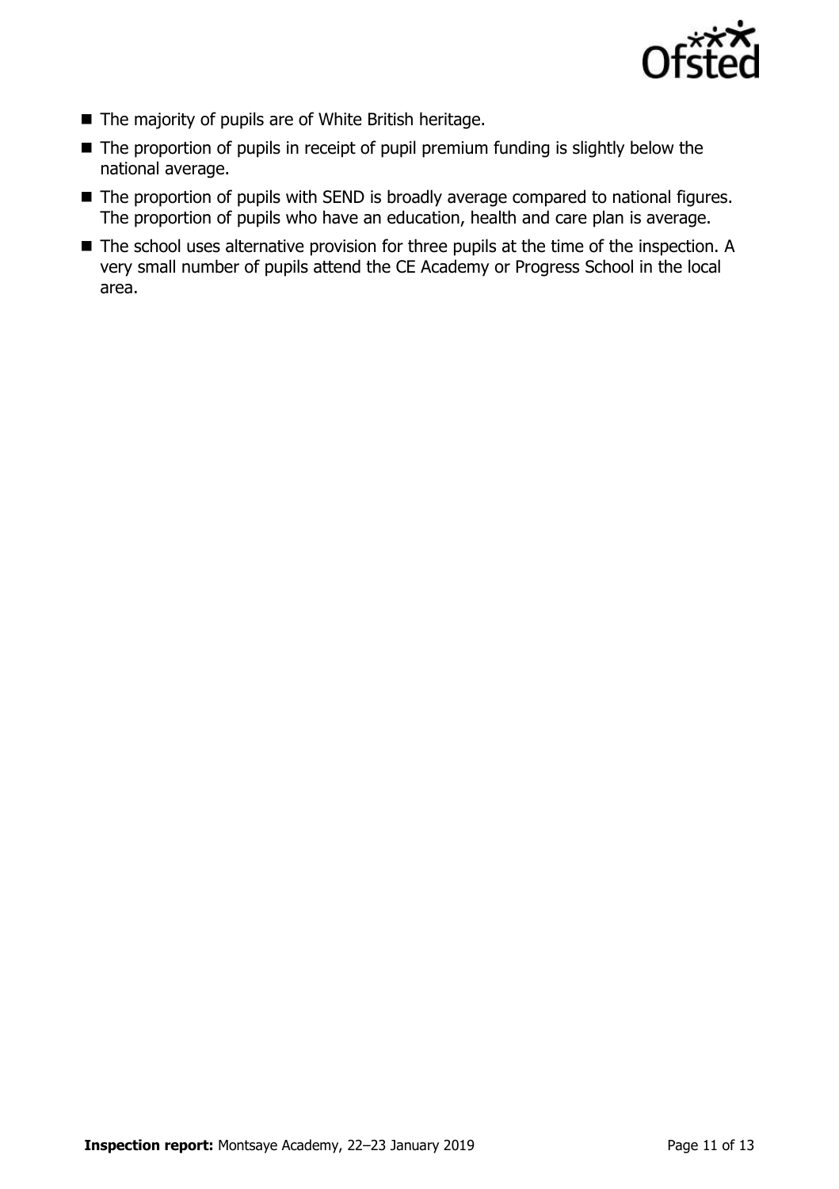- The majority of pupils are of White British heritage.
- The proportion of pupils in receipt of pupil premium funding is slightly below the national average.
- The proportion of pupils with SEND is broadly average compared to national figures. The proportion of pupils who have an education, health and care plan is average.
- The school uses alternative provision for three pupils at the time of the inspection. A very small number of pupils attend the CE Academy or Progress School in the local area.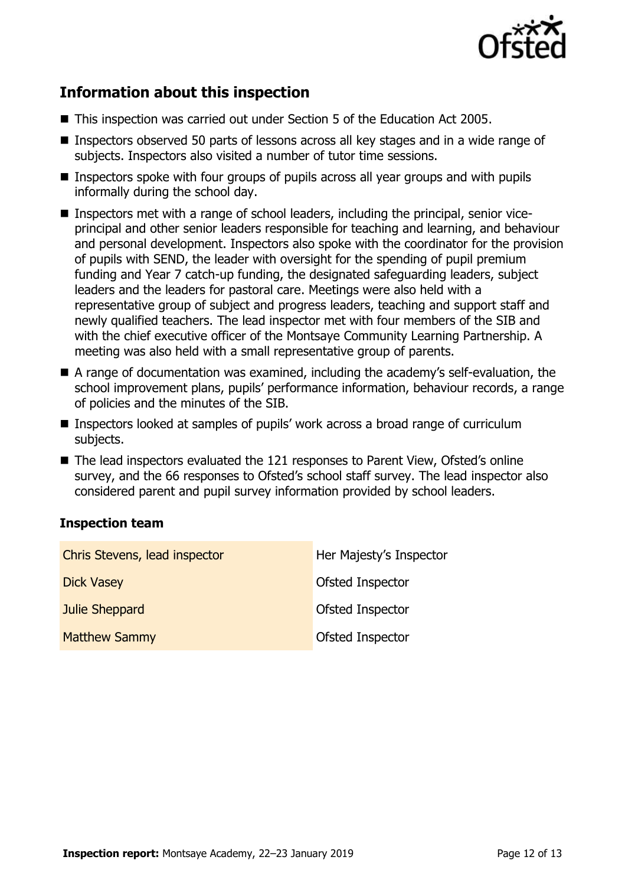## Information about this inspection

- This inspection was carried out under Section 5 of the Education Act 2005.
- Inspectors observed 50 parts of lessons across all key stages and in a wide range of subjects. Inspectors also visited a number of tutor time sessions.
- Inspectors spoke with four groups of pupils across all year groups and with pupils informally during the school day.
- Inspectors met with a range of school leaders, including the principal, senior vice-principal and other senior leaders responsible for teaching and learning, and behaviour and personal development. Inspectors also spoke with the coordinator for the provision of pupils with SEND, the leader with oversight for the spending of pupil premium funding and Year 7 catch-up funding, the designated safeguarding leaders, subject leaders and the leaders for pastoral care. Meetings were also held with a representative group of subject and progress leaders, teaching and support staff and newly qualified teachers. The lead inspector met with four members of the SIB and with the chief executive officer of the Montsaye Community Learning Partnership. A meeting was also held with a small representative group of parents.
- A range of documentation was examined, including the academy's self-evaluation, the school improvement plans, pupils' performance information, behaviour records, a range of policies and the minutes of the SIB.
- Inspectors looked at samples of pupils' work across a broad range of curriculum subjects.
- The lead inspectors evaluated the 121 responses to Parent View, Ofsted's online survey, and the 66 responses to Ofsted's school staff survey. The lead inspector also considered parent and pupil survey information provided by school leaders.

### Inspection team

| | |
|---|---|
| Chris Stevens, lead inspector | Her Majesty's Inspector |
| Dick Vasey | Ofsted Inspector |
| Julie Sheppard | Ofsted Inspector |
| Matthew Sammy | Ofsted Inspector |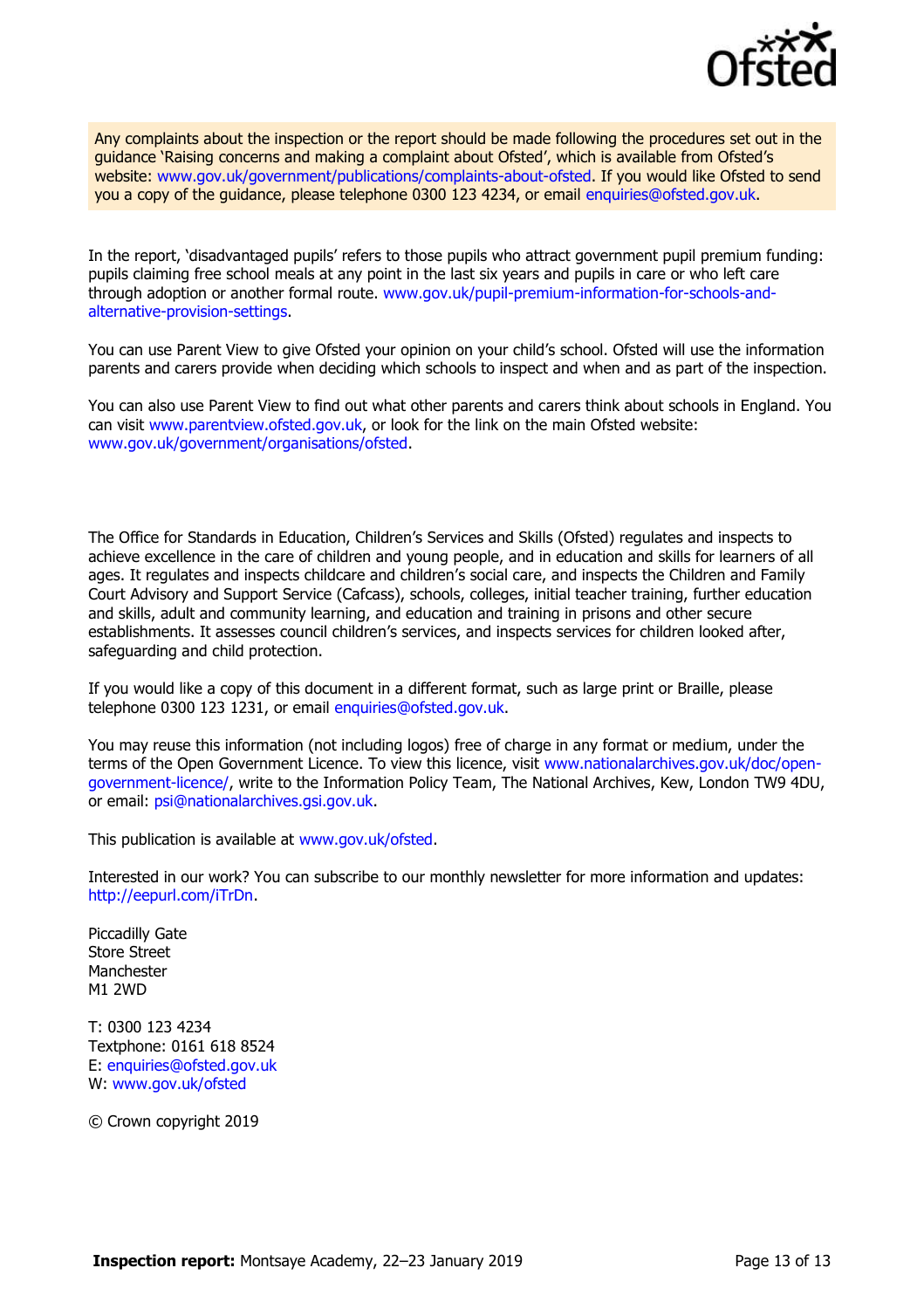Any complaints about the inspection or the report should be made following the procedures set out in the guidance 'Raising concerns and making a complaint about Ofsted', which is available from Ofsted's website: www.gov.uk/government/publications/complaints-about-ofsted. If you would like Ofsted to send you a copy of the guidance, please telephone 0300 123 4234, or email enquiries@ofsted.gov.uk.

In the report, 'disadvantaged pupils' refers to those pupils who attract government pupil premium funding: pupils claiming free school meals at any point in the last six years and pupils in care or who left care through adoption or another formal route. www.gov.uk/pupil-premium-information-for-schools-and-alternative-provision-settings.

You can use Parent View to give Ofsted your opinion on your child's school. Ofsted will use the information parents and carers provide when deciding which schools to inspect and when and as part of the inspection.

You can also use Parent View to find out what other parents and carers think about schools in England. You can visit www.parentview.ofsted.gov.uk, or look for the link on the main Ofsted website: www.gov.uk/government/organisations/ofsted.

The Office for Standards in Education, Children's Services and Skills (Ofsted) regulates and inspects to achieve excellence in the care of children and young people, and in education and skills for learners of all ages. It regulates and inspects childcare and children's social care, and inspects the Children and Family Court Advisory and Support Service (Cafcass), schools, colleges, initial teacher training, further education and skills, adult and community learning, and education and training in prisons and other secure establishments. It assesses council children's services, and inspects services for children looked after, safeguarding and child protection.

If you would like a copy of this document in a different format, such as large print or Braille, please telephone 0300 123 1231, or email enquiries@ofsted.gov.uk.

You may reuse this information (not including logos) free of charge in any format or medium, under the terms of the Open Government Licence. To view this licence, visit www.nationalarchives.gov.uk/doc/open-government-licence/, write to the Information Policy Team, The National Archives, Kew, London TW9 4DU, or email: psi@nationalarchives.gsi.gov.uk.

This publication is available at www.gov.uk/ofsted.

Interested in our work? You can subscribe to our monthly newsletter for more information and updates: http://eepurl.com/iTrDn.

Piccadilly Gate
Store Street
Manchester
M1 2WD

T: 0300 123 4234
Textphone: 0161 618 8524
E: enquiries@ofsted.gov.uk
W: www.gov.uk/ofsted

© Crown copyright 2019